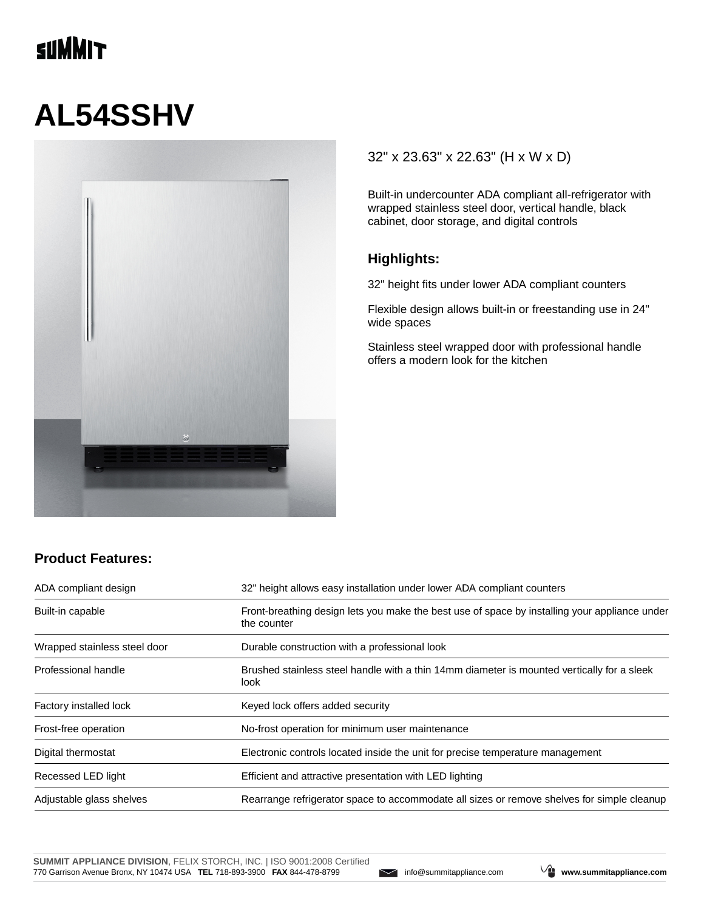SUMMIT

# AL54SSHV

32" x 23.63" x 22.63" (H x W x D)

Built-in undercounter ADA compliant all-refrigerator with wrapped stainless steel door, vertical handle, black cabinet, door storage, and digital controls

### Highlights:

32" height fits under lower ADA compliant counters

Flexible design allows built-in or freestanding use in 24" wide spaces

Stainless steel wrapped door with professional handle offers a modern look for the kitchen

### Product Features:

| | |
|---|---|
| ADA compliant design | 32" height allows easy installation under lower ADA compliant counters |
| Built-in capable | Front-breathing design lets you make the best use of space by installing your appliance under the counter |
| Wrapped stainless steel door | Durable construction with a professional look |
| Professional handle | Brushed stainless steel handle with a thin 14mm diameter is mounted vertically for a sleek look |
| Factory installed lock | Keyed lock offers added security |
| Frost-free operation | No-frost operation for minimum user maintenance |
| Digital thermostat | Electronic controls located inside the unit for precise temperature management |
| Recessed LED light | Efficient and attractive presentation with LED lighting |
| Adjustable glass shelves | Rearrange refrigerator space to accommodate all sizes or remove shelves for simple cleanup |

**SUMMIT APPLIANCE DIVISION**, FELIX STORCH, INC. | ISO 9001:2008 Certified
770 Garrison Avenue Bronx, NY 10474 USA **TEL** 718-893-3900 **FAX** 844-478-8799 info@summitappliance.com **www.summitappliance.com**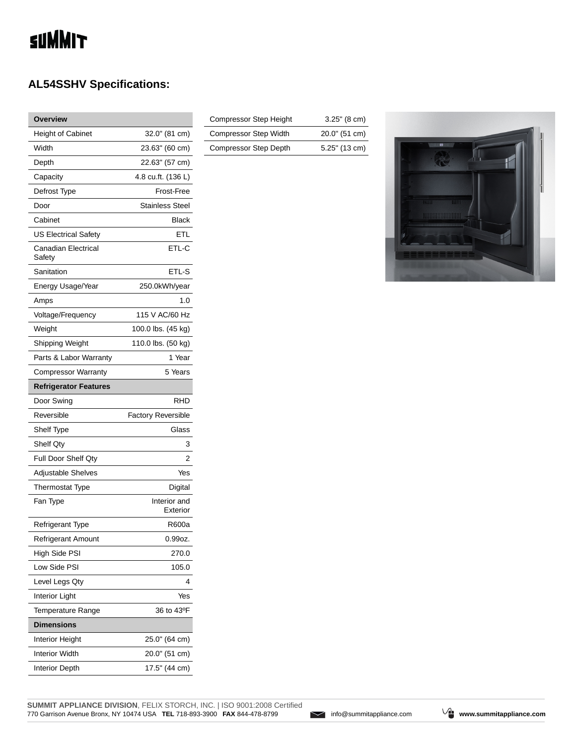# AL54SSHV Specifications:

| | |
|---|---|
| **Overview** | |
| Height of Cabinet | 32.0" (81 cm) |
| Width | 23.63" (60 cm) |
| Depth | 22.63" (57 cm) |
| Capacity | 4.8 cu.ft. (136 L) |
| Defrost Type | Frost-Free |
| Door | Stainless Steel |
| Cabinet | Black |
| US Electrical Safety | ETL |
| Canadian Electrical Safety | ETL-C |
| Sanitation | ETL-S |
| Energy Usage/Year | 250.0kWh/year |
| Amps | 1.0 |
| Voltage/Frequency | 115 V AC/60 Hz |
| Weight | 100.0 lbs. (45 kg) |
| Shipping Weight | 110.0 lbs. (50 kg) |
| Parts & Labor Warranty | 1 Year |
| Compressor Warranty | 5 Years |
| **Refrigerator Features** | |
| Door Swing | RHD |
| Reversible | Factory Reversible |
| Shelf Type | Glass |
| Shelf Qty | 3 |
| Full Door Shelf Qty | 2 |
| Adjustable Shelves | Yes |
| Thermostat Type | Digital |
| Fan Type | Interior and Exterior |
| Refrigerant Type | R600a |
| Refrigerant Amount | 0.99oz. |
| High Side PSI | 270.0 |
| Low Side PSI | 105.0 |
| Level Legs Qty | 4 |
| Interior Light | Yes |
| Temperature Range | 36 to 43ºF |
| **Dimensions** | |
| Interior Height | 25.0" (64 cm) |
| Interior Width | 20.0" (51 cm) |
| Interior Depth | 17.5" (44 cm) |
| Compressor Step Height | 3.25" (8 cm) |
| Compressor Step Width | 20.0" (51 cm) |
| Compressor Step Depth | 5.25" (13 cm) |

**SUMMIT APPLIANCE DIVISION**, FELIX STORCH, INC. | ISO 9001:2008 Certified
770 Garrison Avenue Bronx, NY 10474 USA **TEL** 718-893-3900 **FAX** 844-478-8799 info@summitappliance.com **www.summitappliance.com**